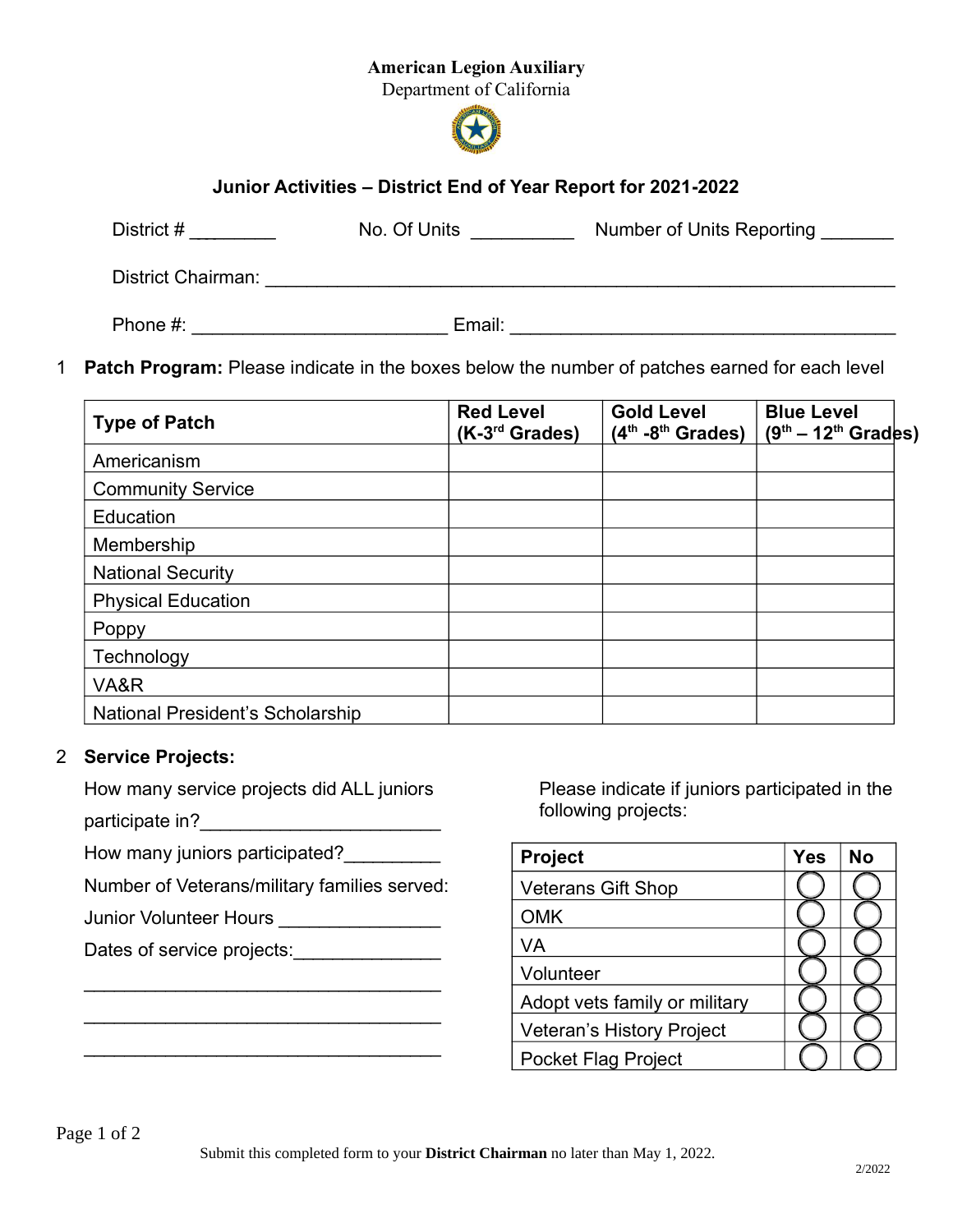**American Legion Auxiliary**
Department of California

## Junior Activities – District End of Year Report for 2021-2022

District # ________ No. Of Units __________ Number of Units Reporting _______

District Chairman: ______________________________________________________________

Phone #: ________________________ Email: ______________________________________

1 **Patch Program:** Please indicate in the boxes below the number of patches earned for each level

| Type of Patch | Red Level (K-3rd Grades) | Gold Level (4th -8th Grades) | Blue Level (9th – 12th Grades) |
|---|---|---|---|
| Americanism | | | |
| Community Service | | | |
| Education | | | |
| Membership | | | |
| National Security | | | |
| Physical Education | | | |
| Poppy | | | |
| Technology | | | |
| VA&R | | | |
| National President's Scholarship | | | |

2 **Service Projects:**

How many service projects did ALL juniors participate in?_______________________

How many juniors participated?_________

Number of Veterans/military families served:

Junior Volunteer Hours _______________

Dates of service projects:______________

__________________________________

__________________________________

__________________________________

Please indicate if juniors participated in the following projects:

| Project | Yes | No |
|---|---|---|
| Veterans Gift Shop | ◯ | ◯ |
| OMK | ◯ | ◯ |
| VA | ◯ | ◯ |
| Volunteer | ◯ | ◯ |
| Adopt vets family or military | ◯ | ◯ |
| Veteran's History Project | ◯ | ◯ |
| Pocket Flag Project | ◯ | ◯ |

Submit this completed form to your **District Chairman** no later than May 1, 2022.

2/2022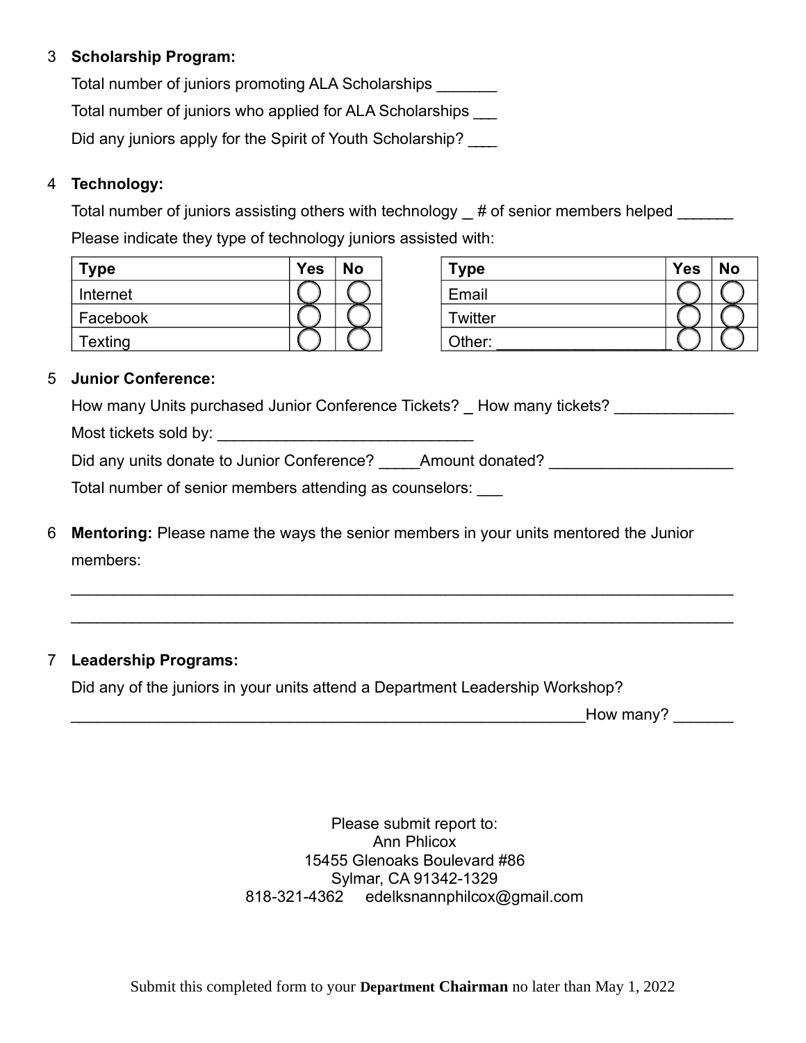3 **Scholarship Program:**

Total number of juniors promoting ALA Scholarships _______

Total number of juniors who applied for ALA Scholarships ___

Did any juniors apply for the Spirit of Youth Scholarship? ___

4 **Technology:**

Total number of juniors assisting others with technology _ # of senior members helped ______

Please indicate they type of technology juniors assisted with:

| Type | Yes | No |
|---|---|---|
| Internet | ◯ | ◯ |
| Facebook | ◯ | ◯ |
| Texting | ◯ | ◯ |

| Type | Yes | No |
|---|---|---|
| Email | ◯ | ◯ |
| Twitter | ◯ | ◯ |
| Other: ___________________ | ◯ | ◯ |

5 **Junior Conference:**

How many Units purchased Junior Conference Tickets? _ How many tickets? _____________

Most tickets sold by: _____________________________

Did any units donate to Junior Conference? _____Amount donated? _____________________

Total number of senior members attending as counselors: ___

6 **Mentoring:** Please name the ways the senior members in your units mentored the Junior members:

_____________________________________________________________________________

_____________________________________________________________________________

7 **Leadership Programs:**

Did any of the juniors in your units attend a Department Leadership Workshop?

___________________________________________________________How many? _______

Please submit report to:
Ann Phlicox
15455 Glenoaks Boulevard #86
Sylmar, CA 91342-1329
818-321-4362 edelksnannphilcox@gmail.com

Submit this completed form to your **Department Chairman** no later than May 1, 2022